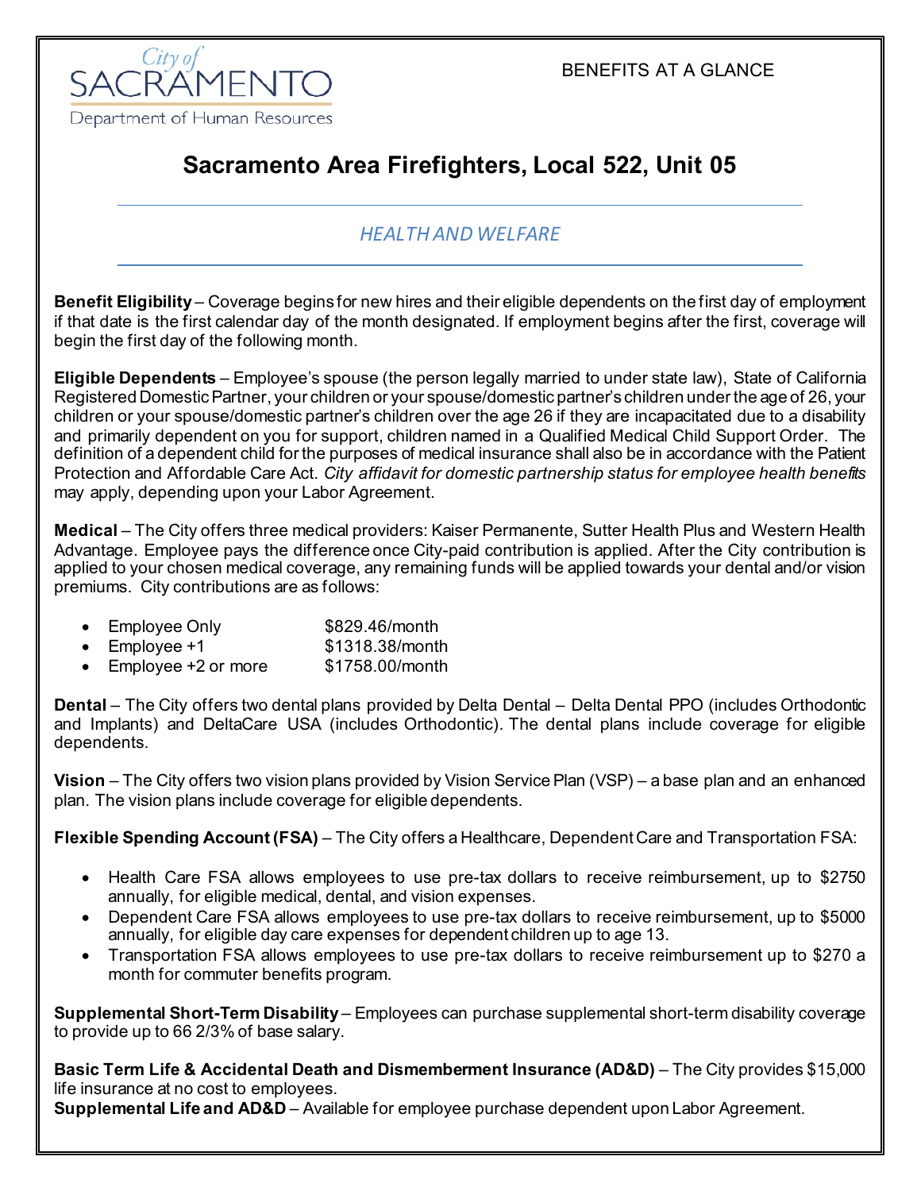City of SACRAMENTO
Department of Human Resources

BENEFITS AT A GLANCE

# Sacramento Area Firefighters, Local 522, Unit 05

## *HEALTH AND WELFARE*

**Benefit Eligibility** – Coverage begins for new hires and their eligible dependents on the first day of employment if that date is the first calendar day of the month designated. If employment begins after the first, coverage will begin the first day of the following month.

**Eligible Dependents** – Employee's spouse (the person legally married to under state law), State of California Registered Domestic Partner, your children or your spouse/domestic partner's children under the age of 26, your children or your spouse/domestic partner's children over the age 26 if they are incapacitated due to a disability and primarily dependent on you for support, children named in a Qualified Medical Child Support Order. The definition of a dependent child for the purposes of medical insurance shall also be in accordance with the Patient Protection and Affordable Care Act. *City affidavit for domestic partnership status for employee health benefits* may apply, depending upon your Labor Agreement.

**Medical** – The City offers three medical providers: Kaiser Permanente, Sutter Health Plus and Western Health Advantage. Employee pays the difference once City-paid contribution is applied. After the City contribution is applied to your chosen medical coverage, any remaining funds will be applied towards your dental and/or vision premiums. City contributions are as follows:

- Employee Only $829.46/month
- Employee +1 $1318.38/month
- Employee +2 or more $1758.00/month

**Dental** – The City offers two dental plans provided by Delta Dental – Delta Dental PPO (includes Orthodontic and Implants) and DeltaCare USA (includes Orthodontic). The dental plans include coverage for eligible dependents.

**Vision** – The City offers two vision plans provided by Vision Service Plan (VSP) – a base plan and an enhanced plan. The vision plans include coverage for eligible dependents.

**Flexible Spending Account (FSA)** – The City offers a Healthcare, Dependent Care and Transportation FSA:

- Health Care FSA allows employees to use pre-tax dollars to receive reimbursement, up to $2750 annually, for eligible medical, dental, and vision expenses.
- Dependent Care FSA allows employees to use pre-tax dollars to receive reimbursement, up to $5000 annually, for eligible day care expenses for dependent children up to age 13.
- Transportation FSA allows employees to use pre-tax dollars to receive reimbursement up to $270 a month for commuter benefits program.

**Supplemental Short-Term Disability** – Employees can purchase supplemental short-term disability coverage to provide up to 66 2/3% of base salary.

**Basic Term Life & Accidental Death and Dismemberment Insurance (AD&D)** – The City provides $15,000 life insurance at no cost to employees.
**Supplemental Life and AD&D** – Available for employee purchase dependent upon Labor Agreement.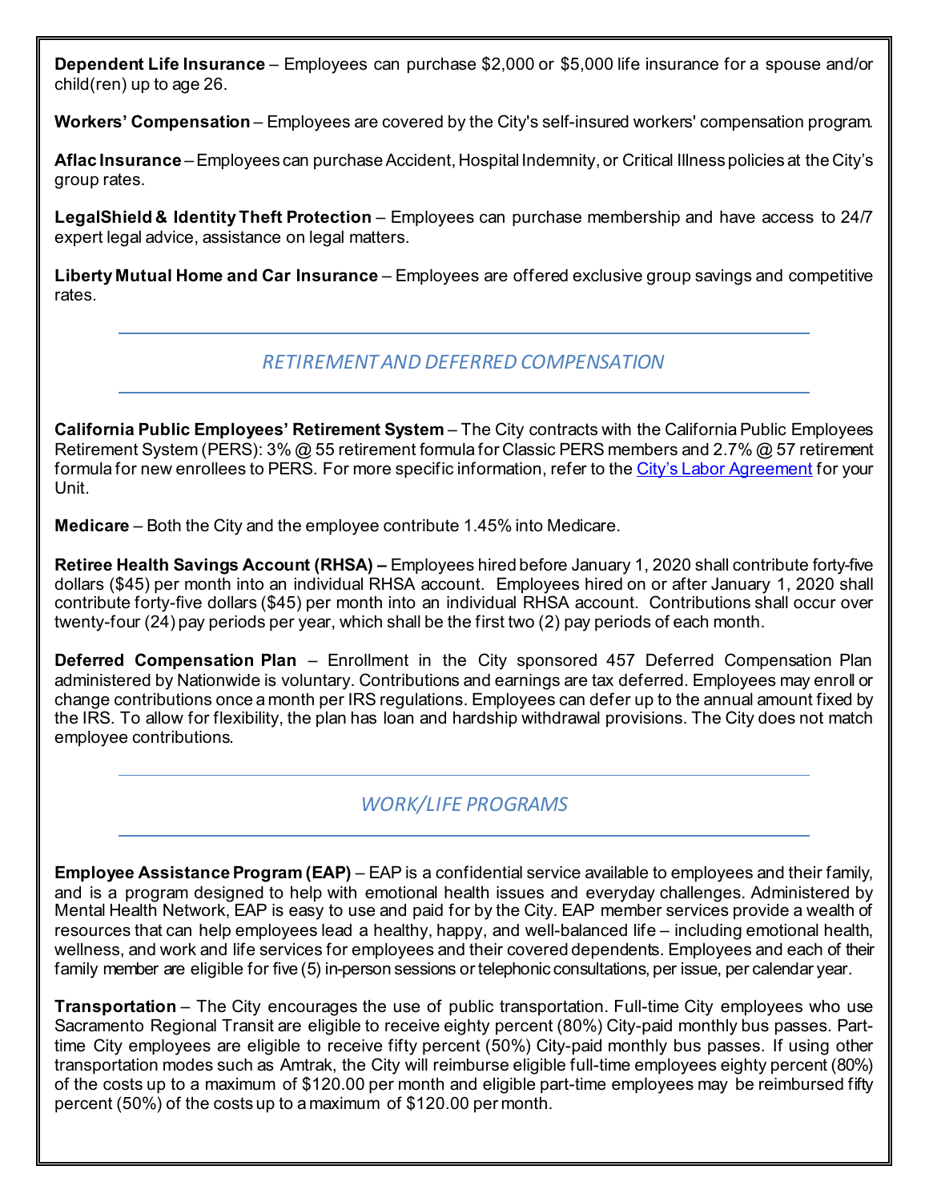**Dependent Life Insurance** – Employees can purchase $2,000 or $5,000 life insurance for a spouse and/or child(ren) up to age 26.

**Workers' Compensation** – Employees are covered by the City's self-insured workers' compensation program.

**Aflac Insurance** – Employees can purchase Accident, Hospital Indemnity, or Critical Illness policies at the City's group rates.

**LegalShield & Identity Theft Protection** – Employees can purchase membership and have access to 24/7 expert legal advice, assistance on legal matters.

**Liberty Mutual Home and Car Insurance** – Employees are offered exclusive group savings and competitive rates.

## *RETIREMENT AND DEFERRED COMPENSATION*

**California Public Employees' Retirement System** – The City contracts with the California Public Employees Retirement System (PERS): 3% @ 55 retirement formula for Classic PERS members and 2.7% @ 57 retirement formula for new enrollees to PERS. For more specific information, refer to the City's Labor Agreement for your Unit.

**Medicare** – Both the City and the employee contribute 1.45% into Medicare.

**Retiree Health Savings Account (RHSA) –** Employees hired before January 1, 2020 shall contribute forty-five dollars ($45) per month into an individual RHSA account. Employees hired on or after January 1, 2020 shall contribute forty-five dollars ($45) per month into an individual RHSA account. Contributions shall occur over twenty-four (24) pay periods per year, which shall be the first two (2) pay periods of each month.

**Deferred Compensation Plan** – Enrollment in the City sponsored 457 Deferred Compensation Plan administered by Nationwide is voluntary. Contributions and earnings are tax deferred. Employees may enroll or change contributions once a month per IRS regulations. Employees can defer up to the annual amount fixed by the IRS. To allow for flexibility, the plan has loan and hardship withdrawal provisions. The City does not match employee contributions.

## *WORK/LIFE PROGRAMS*

**Employee Assistance Program (EAP)** – EAP is a confidential service available to employees and their family, and is a program designed to help with emotional health issues and everyday challenges. Administered by Mental Health Network, EAP is easy to use and paid for by the City. EAP member services provide a wealth of resources that can help employees lead a healthy, happy, and well-balanced life – including emotional health, wellness, and work and life services for employees and their covered dependents. Employees and each of their family member are eligible for five (5) in-person sessions or telephonic consultations, per issue, per calendar year.

**Transportation** – The City encourages the use of public transportation. Full-time City employees who use Sacramento Regional Transit are eligible to receive eighty percent (80%) City-paid monthly bus passes. Part-time City employees are eligible to receive fifty percent (50%) City-paid monthly bus passes. If using other transportation modes such as Amtrak, the City will reimburse eligible full-time employees eighty percent (80%) of the costs up to a maximum of $120.00 per month and eligible part-time employees may be reimbursed fifty percent (50%) of the costs up to a maximum of $120.00 per month.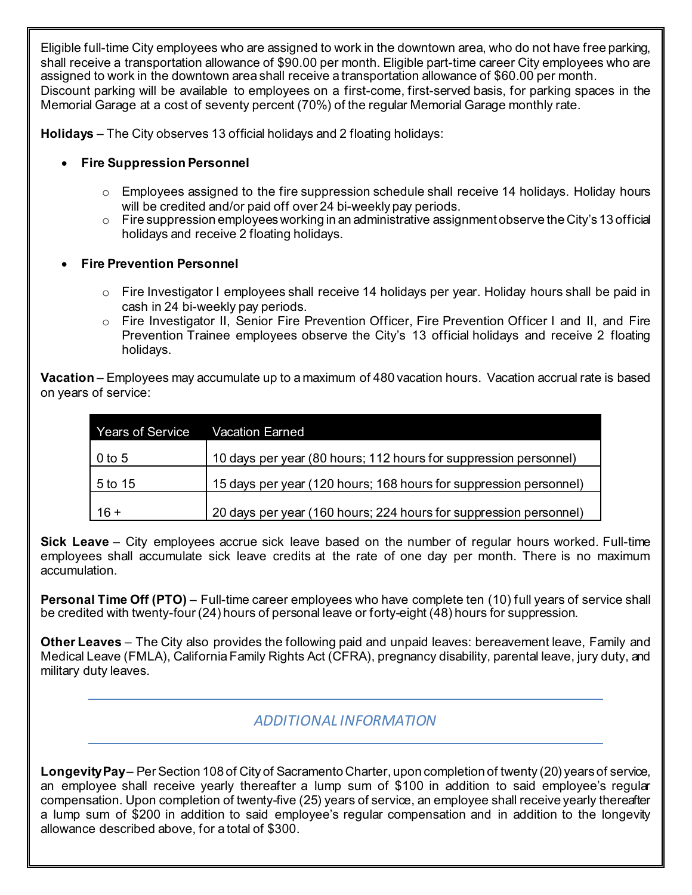Eligible full-time City employees who are assigned to work in the downtown area, who do not have free parking, shall receive a transportation allowance of $90.00 per month. Eligible part-time career City employees who are assigned to work in the downtown area shall receive a transportation allowance of $60.00 per month. Discount parking will be available to employees on a first-come, first-served basis, for parking spaces in the Memorial Garage at a cost of seventy percent (70%) of the regular Memorial Garage monthly rate.

**Holidays** – The City observes 13 official holidays and 2 floating holidays:

- **Fire Suppression Personnel**
    - Employees assigned to the fire suppression schedule shall receive 14 holidays. Holiday hours will be credited and/or paid off over 24 bi-weekly pay periods.
    - Fire suppression employees working in an administrative assignment observe the City's 13 official holidays and receive 2 floating holidays.

- **Fire Prevention Personnel**
    - Fire Investigator I employees shall receive 14 holidays per year. Holiday hours shall be paid in cash in 24 bi-weekly pay periods.
    - Fire Investigator II, Senior Fire Prevention Officer, Fire Prevention Officer I and II, and Fire Prevention Trainee employees observe the City's 13 official holidays and receive 2 floating holidays.

**Vacation** – Employees may accumulate up to a maximum of 480 vacation hours. Vacation accrual rate is based on years of service:

| Years of Service | Vacation Earned |
|---|---|
| 0 to 5 | 10 days per year (80 hours; 112 hours for suppression personnel) |
| 5 to 15 | 15 days per year (120 hours; 168 hours for suppression personnel) |
| 16 + | 20 days per year (160 hours; 224 hours for suppression personnel) |

**Sick Leave** – City employees accrue sick leave based on the number of regular hours worked. Full-time employees shall accumulate sick leave credits at the rate of one day per month. There is no maximum accumulation.

**Personal Time Off (PTO)** – Full-time career employees who have complete ten (10) full years of service shall be credited with twenty-four (24) hours of personal leave or forty-eight (48) hours for suppression.

**Other Leaves** – The City also provides the following paid and unpaid leaves: bereavement leave, Family and Medical Leave (FMLA), California Family Rights Act (CFRA), pregnancy disability, parental leave, jury duty, and military duty leaves.

## *ADDITIONAL INFORMATION*

**Longevity Pay** – Per Section 108 of City of Sacramento Charter, upon completion of twenty (20) years of service, an employee shall receive yearly thereafter a lump sum of $100 in addition to said employee's regular compensation. Upon completion of twenty-five (25) years of service, an employee shall receive yearly thereafter a lump sum of $200 in addition to said employee's regular compensation and in addition to the longevity allowance described above, for a total of $300.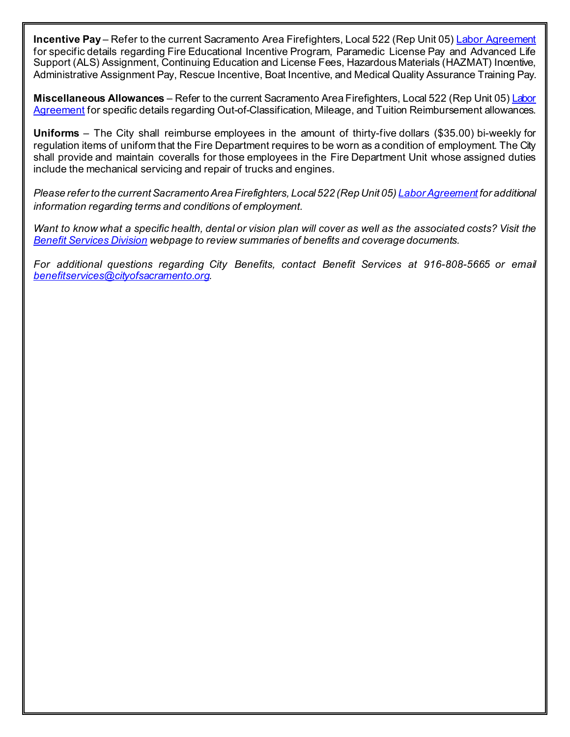**Incentive Pay** – Refer to the current Sacramento Area Firefighters, Local 522 (Rep Unit 05) Labor Agreement for specific details regarding Fire Educational Incentive Program, Paramedic License Pay and Advanced Life Support (ALS) Assignment, Continuing Education and License Fees, Hazardous Materials (HAZMAT) Incentive, Administrative Assignment Pay, Rescue Incentive, Boat Incentive, and Medical Quality Assurance Training Pay.

**Miscellaneous Allowances** – Refer to the current Sacramento Area Firefighters, Local 522 (Rep Unit 05) Labor Agreement for specific details regarding Out-of-Classification, Mileage, and Tuition Reimbursement allowances.

**Uniforms** – The City shall reimburse employees in the amount of thirty-five dollars ($35.00) bi-weekly for regulation items of uniform that the Fire Department requires to be worn as a condition of employment. The City shall provide and maintain coveralls for those employees in the Fire Department Unit whose assigned duties include the mechanical servicing and repair of trucks and engines.

*Please refer to the current Sacramento Area Firefighters, Local 522 (Rep Unit 05) Labor Agreement for additional information regarding terms and conditions of employment.*

*Want to know what a specific health, dental or vision plan will cover as well as the associated costs? Visit the Benefit Services Division webpage to review summaries of benefits and coverage documents.*

*For additional questions regarding City Benefits, contact Benefit Services at 916-808-5665 or email benefitservices@cityofsacramento.org.*